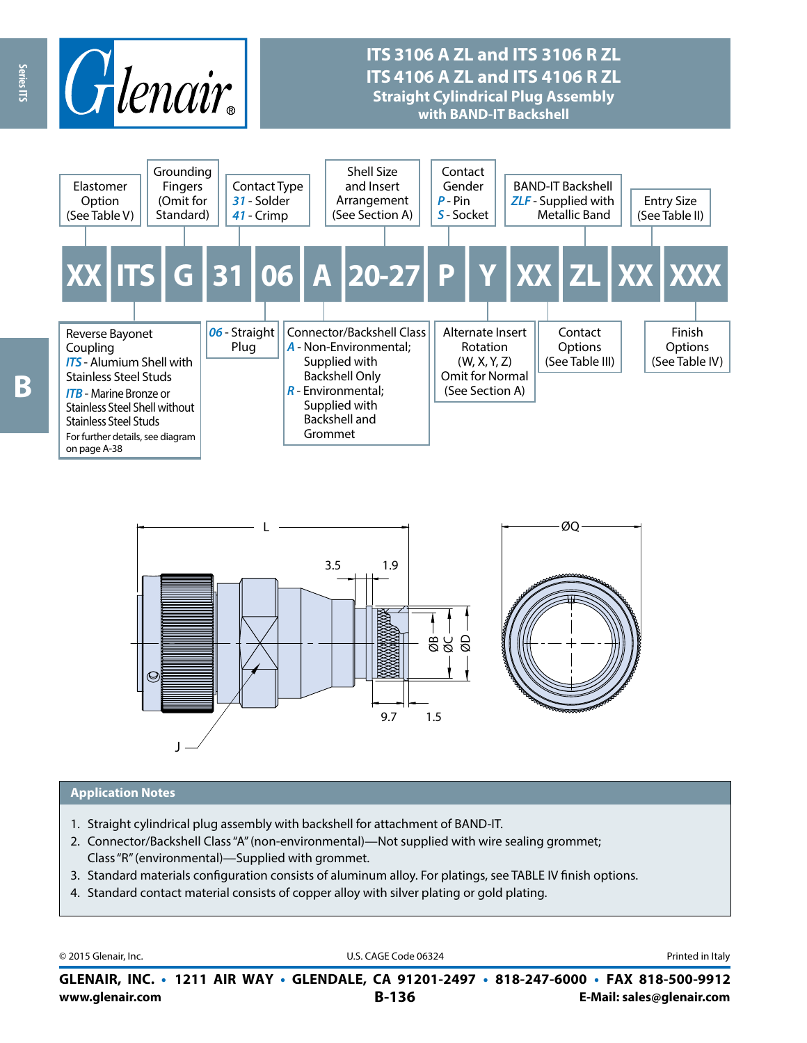# ITS 3106 A ZL and ITS 3106 R ZL
# ITS 4106 A ZL and ITS 4106 R ZL
## Straight Cylindrical Plug Assembly with BAND-IT Backshell

**XX ITS G 31 06 A 20-27 P Y XX ZL XX XXX**

| Code | Description |
|---|---|
| XX | Elastomer Option (See Table V) |
| ITS | Reverse Bayonet Coupling<br>*ITS* - Alumium Shell with Stainless Steel Studs<br>*ITB* - Marine Bronze or Stainless Steel Shell without Stainless Steel Studs<br>For further details, see diagram on page A-38 |
| G | Grounding Fingers (Omit for Standard) |
| 31 | Contact Type<br>*31* - Solder<br>*41* - Crimp |
| 06 | *06* - Straight Plug |
| A | Connector/Backshell Class<br>*A* - Non-Environmental; Supplied with Backshell Only<br>*R* - Environmental; Supplied with Backshell and Grommet |
| 20-27 | Shell Size and Insert Arrangement (See Section A) |
| P | Contact Gender<br>*P* - Pin<br>*S* - Socket |
| Y | Alternate Insert Rotation (W, X, Y, Z) Omit for Normal (See Section A) |
| XX | Contact Options (See Table III) |
| ZL | BAND-IT Backshell<br>*ZLF* - Supplied with Metallic Band |
| XX | Entry Size (See Table II) |
| XXX | Finish Options (See Table IV) |

## Application Notes

1. Straight cylindrical plug assembly with backshell for attachment of BAND-IT.
2. Connector/Backshell Class "A" (non-environmental)—Not supplied with wire sealing grommet; Class "R" (environmental)—Supplied with grommet.
3. Standard materials configuration consists of aluminum alloy. For platings, see TABLE IV finish options.
4. Standard contact material consists of copper alloy with silver plating or gold plating.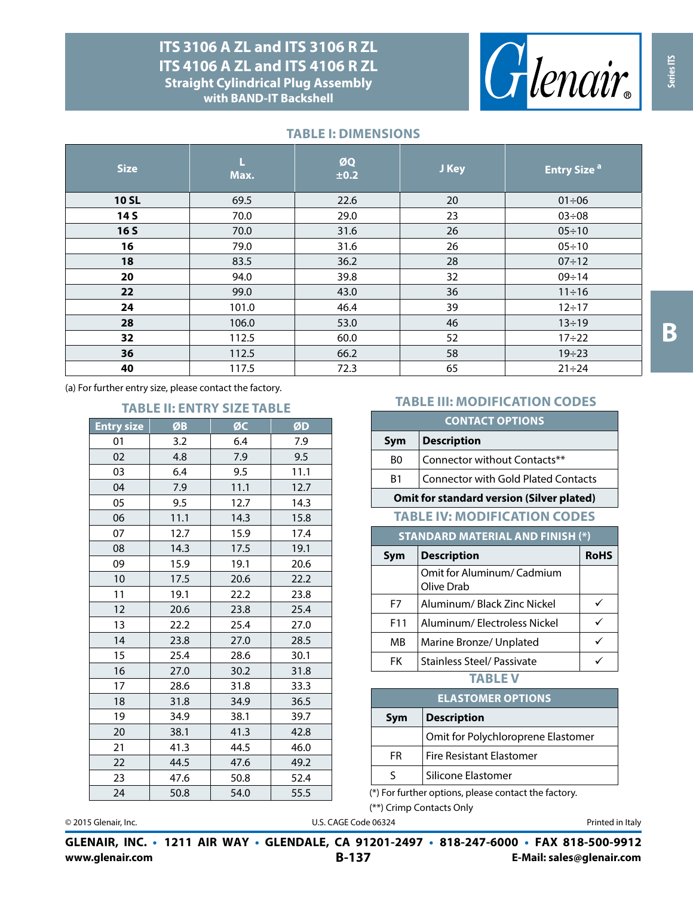# ITS 3106 A ZL and ITS 3106 R ZL
# ITS 4106 A ZL and ITS 4106 R ZL
## Straight Cylindrical Plug Assembly with BAND-IT Backshell

### TABLE I: DIMENSIONS

| Size | L Max. | ØQ ±0.2 | J Key | Entry Size [a] |
|---|---|---|---|---|
| **10 SL** | 69.5 | 22.6 | 20 | 01÷06 |
| **14 S** | 70.0 | 29.0 | 23 | 03÷08 |
| **16 S** | 70.0 | 31.6 | 26 | 05÷10 |
| **16** | 79.0 | 31.6 | 26 | 05÷10 |
| **18** | 83.5 | 36.2 | 28 | 07÷12 |
| **20** | 94.0 | 39.8 | 32 | 09÷14 |
| **22** | 99.0 | 43.0 | 36 | 11÷16 |
| **24** | 101.0 | 46.4 | 39 | 12÷17 |
| **28** | 106.0 | 53.0 | 46 | 13÷19 |
| **32** | 112.5 | 60.0 | 52 | 17÷22 |
| **36** | 112.5 | 66.2 | 58 | 19÷23 |
| **40** | 117.5 | 72.3 | 65 | 21÷24 |

(a) For further entry size, please contact the factory.

### TABLE II: ENTRY SIZE TABLE

| Entry size | ØB | ØC | ØD |
|---|---|---|---|
| 01 | 3.2 | 6.4 | 7.9 |
| 02 | 4.8 | 7.9 | 9.5 |
| 03 | 6.4 | 9.5 | 11.1 |
| 04 | 7.9 | 11.1 | 12.7 |
| 05 | 9.5 | 12.7 | 14.3 |
| 06 | 11.1 | 14.3 | 15.8 |
| 07 | 12.7 | 15.9 | 17.4 |
| 08 | 14.3 | 17.5 | 19.1 |
| 09 | 15.9 | 19.1 | 20.6 |
| 10 | 17.5 | 20.6 | 22.2 |
| 11 | 19.1 | 22.2 | 23.8 |
| 12 | 20.6 | 23.8 | 25.4 |
| 13 | 22.2 | 25.4 | 27.0 |
| 14 | 23.8 | 27.0 | 28.5 |
| 15 | 25.4 | 28.6 | 30.1 |
| 16 | 27.0 | 30.2 | 31.8 |
| 17 | 28.6 | 31.8 | 33.3 |
| 18 | 31.8 | 34.9 | 36.5 |
| 19 | 34.9 | 38.1 | 39.7 |
| 20 | 38.1 | 41.3 | 42.8 |
| 21 | 41.3 | 44.5 | 46.0 |
| 22 | 44.5 | 47.6 | 49.2 |
| 23 | 47.6 | 50.8 | 52.4 |
| 24 | 50.8 | 54.0 | 55.5 |

### TABLE III: MODIFICATION CODES

| CONTACT OPTIONS | |
|---|---|
| **Sym** | **Description** |
| B0 | Connector without Contacts** |
| B1 | Connector with Gold Plated Contacts |
| **Omit for standard version (Silver plated)** | |

### TABLE IV: MODIFICATION CODES

| STANDARD MATERIAL AND FINISH (*) | | |
|---|---|---|
| **Sym** | **Description** | **RoHS** |
| | Omit for Aluminum/ Cadmium Olive Drab | |
| F7 | Aluminum/ Black Zinc Nickel | ✓ |
| F11 | Aluminum/ Electroless Nickel | ✓ |
| MB | Marine Bronze/ Unplated | ✓ |
| FK | Stainless Steel/ Passivate | ✓ |

### TABLE V

| ELASTOMER OPTIONS | |
|---|---|
| **Sym** | **Description** |
| | Omit for Polychloroprene Elastomer |
| FR | Fire Resistant Elastomer |
| S | Silicone Elastomer |

(*) For further options, please contact the factory.

(**) Crimp Contacts Only

© 2015 Glenair, Inc. U.S. CAGE Code 06324 Printed in Italy

**GLENAIR, INC. • 1211 AIR WAY • GLENDALE, CA 91201-2497 • 818-247-6000 • FAX 818-500-9912**

**www.glenair.com** **E-Mail: sales@glenair.com**